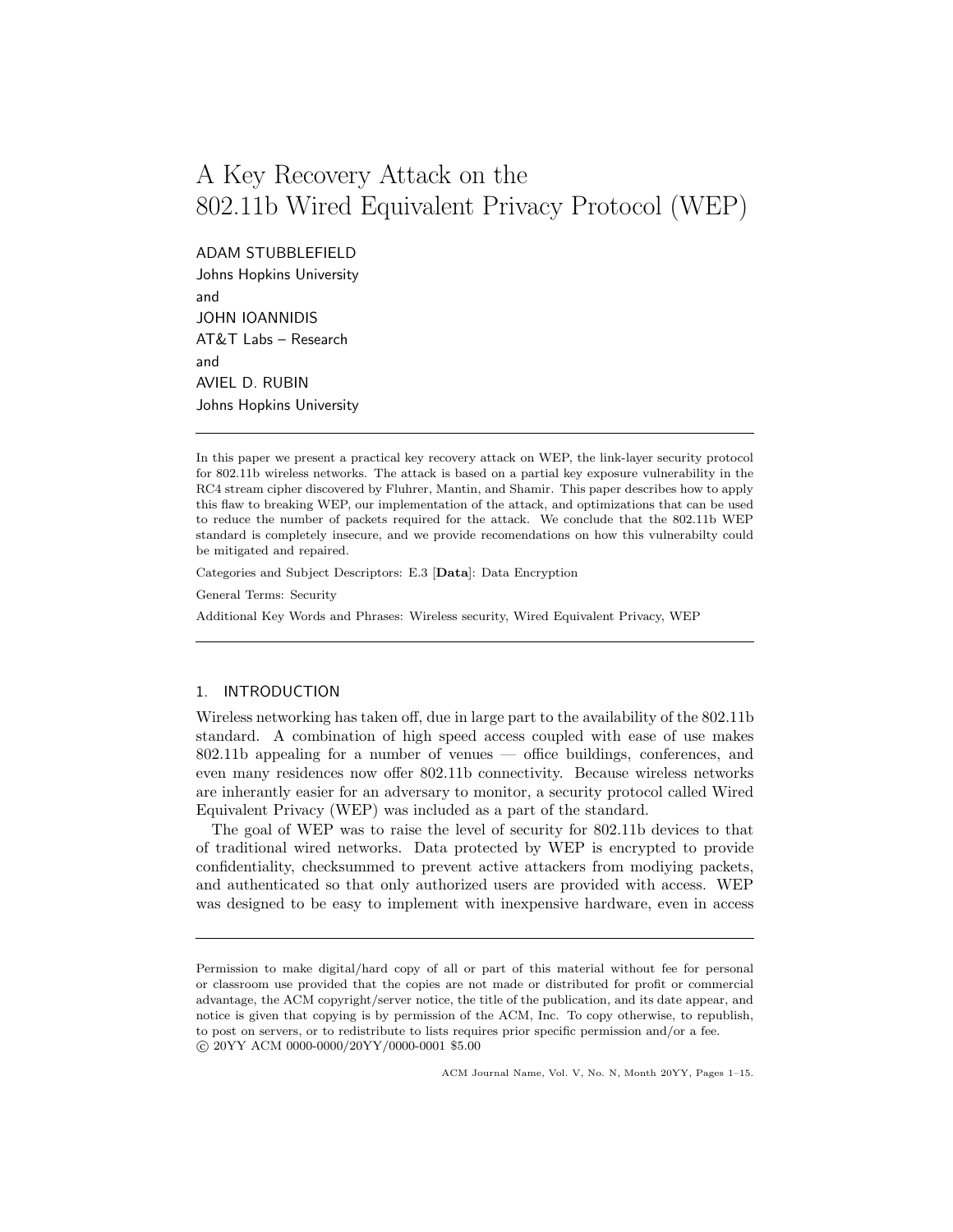# A Key Recovery Attack on the 802.11b Wired Equivalent Privacy Protocol (WEP)

ADAM STUBBLEFIELD
Johns Hopkins University
and
JOHN IOANNIDIS
AT&T Labs – Research
and
AVIEL D. RUBIN
Johns Hopkins University

---

In this paper we present a practical key recovery attack on WEP, the link-layer security protocol for 802.11b wireless networks. The attack is based on a partial key exposure vulnerability in the RC4 stream cipher discovered by Fluhrer, Mantin, and Shamir. This paper describes how to apply this flaw to breaking WEP, our implementation of the attack, and optimizations that can be used to reduce the number of packets required for the attack. We conclude that the 802.11b WEP standard is completely insecure, and we provide recomendations on how this vulnerabilty could be mitigated and repaired.

Categories and Subject Descriptors: E.3 [**Data**]: Data Encryption

General Terms: Security

Additional Key Words and Phrases: Wireless security, Wired Equivalent Privacy, WEP

---

## 1. INTRODUCTION

Wireless networking has taken off, due in large part to the availability of the 802.11b standard. A combination of high speed access coupled with ease of use makes 802.11b appealing for a number of venues — office buildings, conferences, and even many residences now offer 802.11b connectivity. Because wireless networks are inherantly easier for an adversary to monitor, a security protocol called Wired Equivalent Privacy (WEP) was included as a part of the standard.

The goal of WEP was to raise the level of security for 802.11b devices to that of traditional wired networks. Data protected by WEP is encrypted to provide confidentiality, checksummed to prevent active attackers from modiying packets, and authenticated so that only authorized users are provided with access. WEP was designed to be easy to implement with inexpensive hardware, even in access

---

Permission to make digital/hard copy of all or part of this material without fee for personal or classroom use provided that the copies are not made or distributed for profit or commercial advantage, the ACM copyright/server notice, the title of the publication, and its date appear, and notice is given that copying is by permission of the ACM, Inc. To copy otherwise, to republish, to post on servers, or to redistribute to lists requires prior specific permission and/or a fee.
© 20YY ACM 0000-0000/20YY/0000-0001 $5.00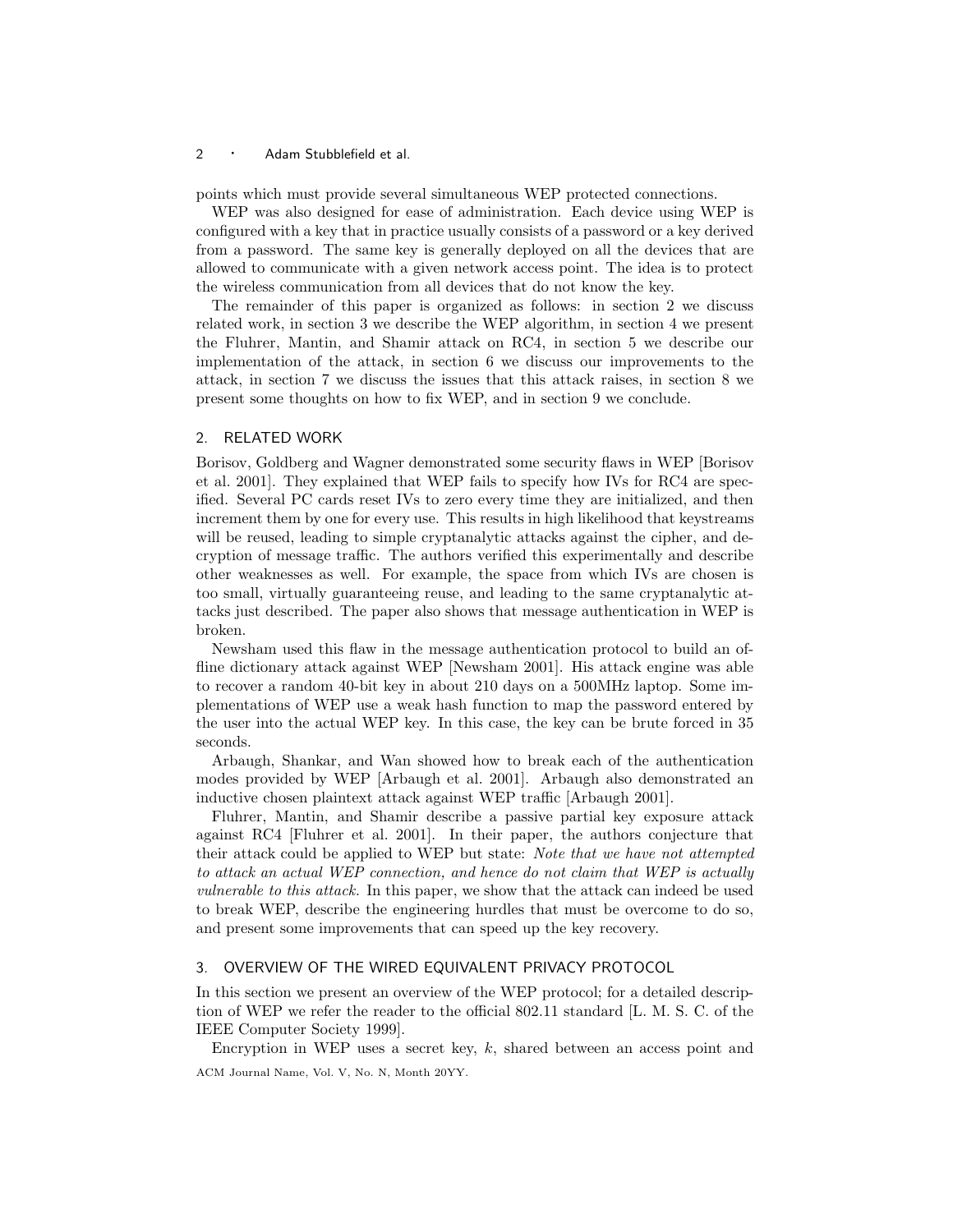points which must provide several simultaneous WEP protected connections.

WEP was also designed for ease of administration. Each device using WEP is configured with a key that in practice usually consists of a password or a key derived from a password. The same key is generally deployed on all the devices that are allowed to communicate with a given network access point. The idea is to protect the wireless communication from all devices that do not know the key.

The remainder of this paper is organized as follows: in section 2 we discuss related work, in section 3 we describe the WEP algorithm, in section 4 we present the Fluhrer, Mantin, and Shamir attack on RC4, in section 5 we describe our implementation of the attack, in section 6 we discuss our improvements to the attack, in section 7 we discuss the issues that this attack raises, in section 8 we present some thoughts on how to fix WEP, and in section 9 we conclude.

## 2. RELATED WORK

Borisov, Goldberg and Wagner demonstrated some security flaws in WEP [Borisov et al. 2001]. They explained that WEP fails to specify how IVs for RC4 are specified. Several PC cards reset IVs to zero every time they are initialized, and then increment them by one for every use. This results in high likelihood that keystreams will be reused, leading to simple cryptanalytic attacks against the cipher, and decryption of message traffic. The authors verified this experimentally and describe other weaknesses as well. For example, the space from which IVs are chosen is too small, virtually guaranteeing reuse, and leading to the same cryptanalytic attacks just described. The paper also shows that message authentication in WEP is broken.

Newsham used this flaw in the message authentication protocol to build an offline dictionary attack against WEP [Newsham 2001]. His attack engine was able to recover a random 40-bit key in about 210 days on a 500MHz laptop. Some implementations of WEP use a weak hash function to map the password entered by the user into the actual WEP key. In this case, the key can be brute forced in 35 seconds.

Arbaugh, Shankar, and Wan showed how to break each of the authentication modes provided by WEP [Arbaugh et al. 2001]. Arbaugh also demonstrated an inductive chosen plaintext attack against WEP traffic [Arbaugh 2001].

Fluhrer, Mantin, and Shamir describe a passive partial key exposure attack against RC4 [Fluhrer et al. 2001]. In their paper, the authors conjecture that their attack could be applied to WEP but state: *Note that we have not attempted to attack an actual WEP connection, and hence do not claim that WEP is actually vulnerable to this attack.* In this paper, we show that the attack can indeed be used to break WEP, describe the engineering hurdles that must be overcome to do so, and present some improvements that can speed up the key recovery.

## 3. OVERVIEW OF THE WIRED EQUIVALENT PRIVACY PROTOCOL

In this section we present an overview of the WEP protocol; for a detailed description of WEP we refer the reader to the official 802.11 standard [L. M. S. C. of the IEEE Computer Society 1999].

Encryption in WEP uses a secret key, $k$, shared between an access point and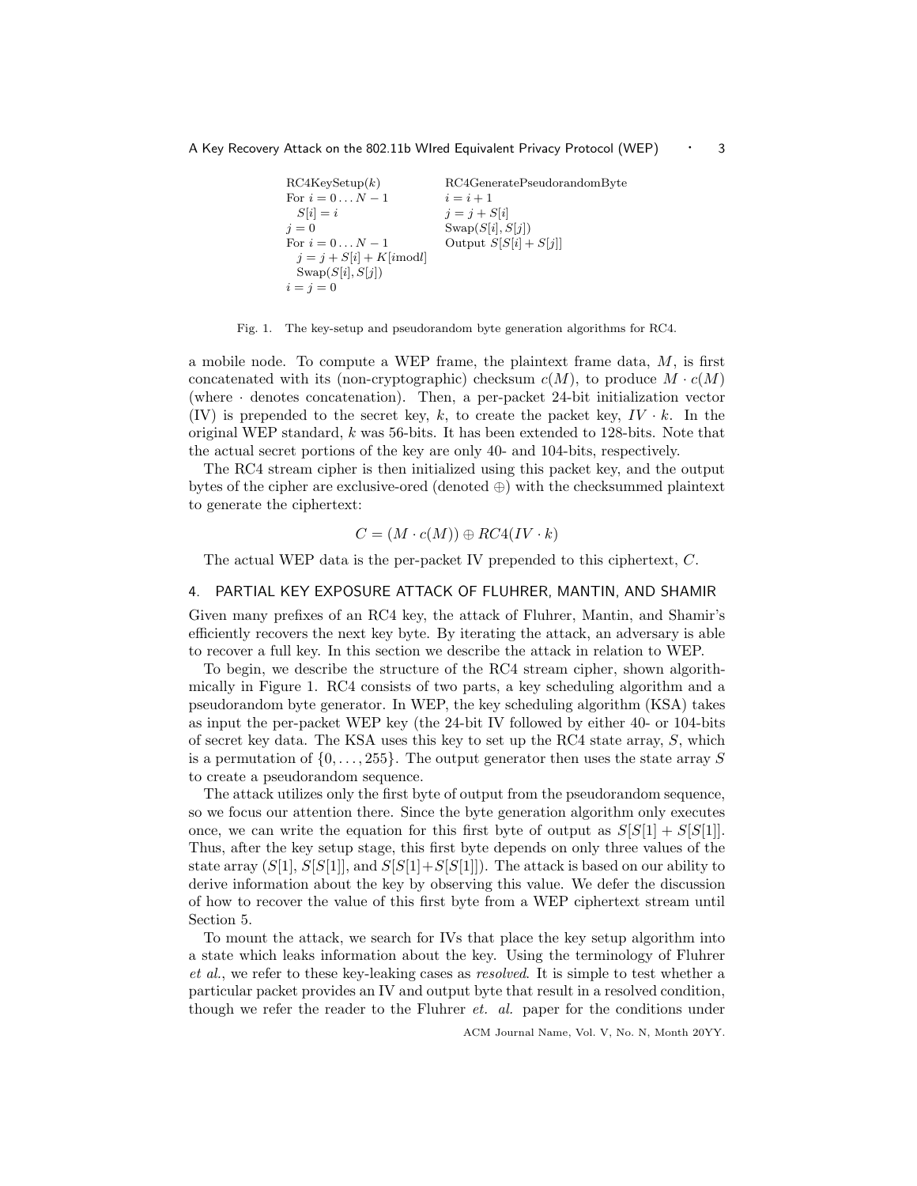```
RC4KeySetup(k)                 RC4GeneratePseudorandomByte
For i = 0 ... N − 1            i = i + 1
  S[i] = i                     j = j + S[i]
j = 0                          Swap(S[i], S[j])
For i = 0 ... N − 1            Output S[S[i] + S[j]]
  j = j + S[i] + K[i mod l]
  Swap(S[i], S[j])
i = j = 0
```

Fig. 1. The key-setup and pseudorandom byte generation algorithms for RC4.

a mobile node. To compute a WEP frame, the plaintext frame data, $M$, is first concatenated with its (non-cryptographic) checksum $c(M)$, to produce $M \cdot c(M)$ (where $\cdot$ denotes concatenation). Then, a per-packet 24-bit initialization vector (IV) is prepended to the secret key, $k$, to create the packet key, $IV \cdot k$. In the original WEP standard, $k$ was 56-bits. It has been extended to 128-bits. Note that the actual secret portions of the key are only 40- and 104-bits, respectively.

The RC4 stream cipher is then initialized using this packet key, and the output bytes of the cipher are exclusive-ored (denoted $\oplus$) with the checksummed plaintext to generate the ciphertext:

$$C = (M \cdot c(M)) \oplus RC4(IV \cdot k)$$

The actual WEP data is the per-packet IV prepended to this ciphertext, $C$.

## 4. PARTIAL KEY EXPOSURE ATTACK OF FLUHRER, MANTIN, AND SHAMIR

Given many prefixes of an RC4 key, the attack of Fluhrer, Mantin, and Shamir's efficiently recovers the next key byte. By iterating the attack, an adversary is able to recover a full key. In this section we describe the attack in relation to WEP.

To begin, we describe the structure of the RC4 stream cipher, shown algorithmically in Figure 1. RC4 consists of two parts, a key scheduling algorithm and a pseudorandom byte generator. In WEP, the key scheduling algorithm (KSA) takes as input the per-packet WEP key (the 24-bit IV followed by either 40- or 104-bits of secret key data. The KSA uses this key to set up the RC4 state array, $S$, which is a permutation of $\{0, \ldots, 255\}$. The output generator then uses the state array $S$ to create a pseudorandom sequence.

The attack utilizes only the first byte of output from the pseudorandom sequence, so we focus our attention there. Since the byte generation algorithm only executes once, we can write the equation for this first byte of output as $S[S[1] + S[S[1]]$. Thus, after the key setup stage, this first byte depends on only three values of the state array ($S[1]$, $S[S[1]]$, and $S[S[1]+S[S[1]]]$). The attack is based on our ability to derive information about the key by observing this value. We defer the discussion of how to recover the value of this first byte from a WEP ciphertext stream until Section 5.

To mount the attack, we search for IVs that place the key setup algorithm into a state which leaks information about the key. Using the terminology of Fluhrer *et al.*, we refer to these key-leaking cases as *resolved*. It is simple to test whether a particular packet provides an IV and output byte that result in a resolved condition, though we refer the reader to the Fluhrer *et. al.* paper for the conditions under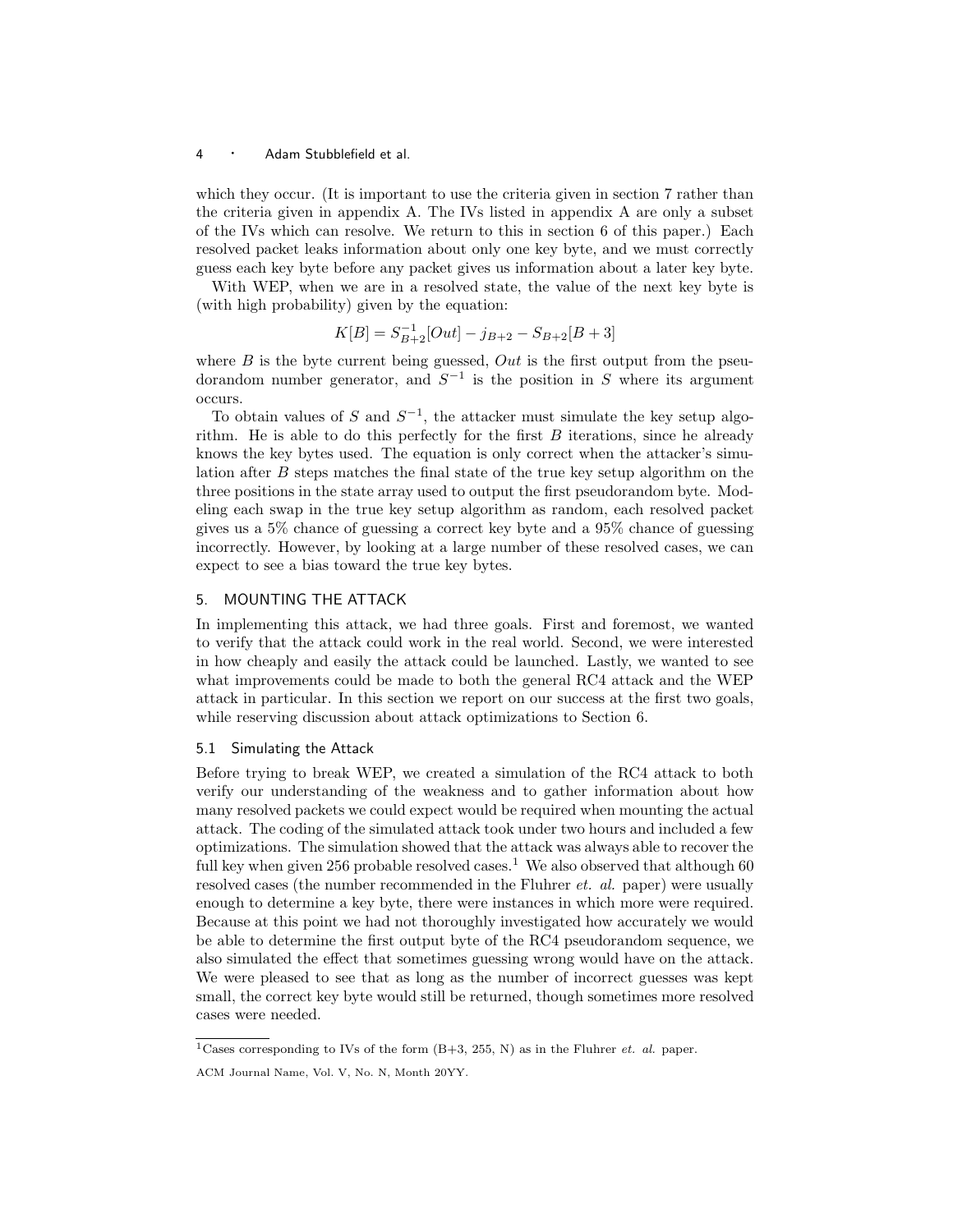which they occur. (It is important to use the criteria given in section 7 rather than the criteria given in appendix A. The IVs listed in appendix A are only a subset of the IVs which can resolve. We return to this in section 6 of this paper.) Each resolved packet leaks information about only one key byte, and we must correctly guess each key byte before any packet gives us information about a later key byte.

With WEP, when we are in a resolved state, the value of the next key byte is (with high probability) given by the equation:

$$K[B] = S_{B+2}^{-1}[Out] - j_{B+2} - S_{B+2}[B+3]$$

where $B$ is the byte current being guessed, $Out$ is the first output from the pseudorandom number generator, and $S^{-1}$ is the position in $S$ where its argument occurs.

To obtain values of $S$ and $S^{-1}$, the attacker must simulate the key setup algorithm. He is able to do this perfectly for the first $B$ iterations, since he already knows the key bytes used. The equation is only correct when the attacker's simulation after $B$ steps matches the final state of the true key setup algorithm on the three positions in the state array used to output the first pseudorandom byte. Modeling each swap in the true key setup algorithm as random, each resolved packet gives us a 5% chance of guessing a correct key byte and a 95% chance of guessing incorrectly. However, by looking at a large number of these resolved cases, we can expect to see a bias toward the true key bytes.

## 5. MOUNTING THE ATTACK

In implementing this attack, we had three goals. First and foremost, we wanted to verify that the attack could work in the real world. Second, we were interested in how cheaply and easily the attack could be launched. Lastly, we wanted to see what improvements could be made to both the general RC4 attack and the WEP attack in particular. In this section we report on our success at the first two goals, while reserving discussion about attack optimizations to Section 6.

### 5.1 Simulating the Attack

Before trying to break WEP, we created a simulation of the RC4 attack to both verify our understanding of the weakness and to gather information about how many resolved packets we could expect would be required when mounting the actual attack. The coding of the simulated attack took under two hours and included a few optimizations. The simulation showed that the attack was always able to recover the full key when given 256 probable resolved cases.[1] We also observed that although 60 resolved cases (the number recommended in the Fluhrer *et. al.* paper) were usually enough to determine a key byte, there were instances in which more were required. Because at this point we had not thoroughly investigated how accurately we would be able to determine the first output byte of the RC4 pseudorandom sequence, we also simulated the effect that sometimes guessing wrong would have on the attack. We were pleased to see that as long as the number of incorrect guesses was kept small, the correct key byte would still be returned, though sometimes more resolved cases were needed.

[1] Cases corresponding to IVs of the form (B+3, 255, N) as in the Fluhrer *et. al.* paper.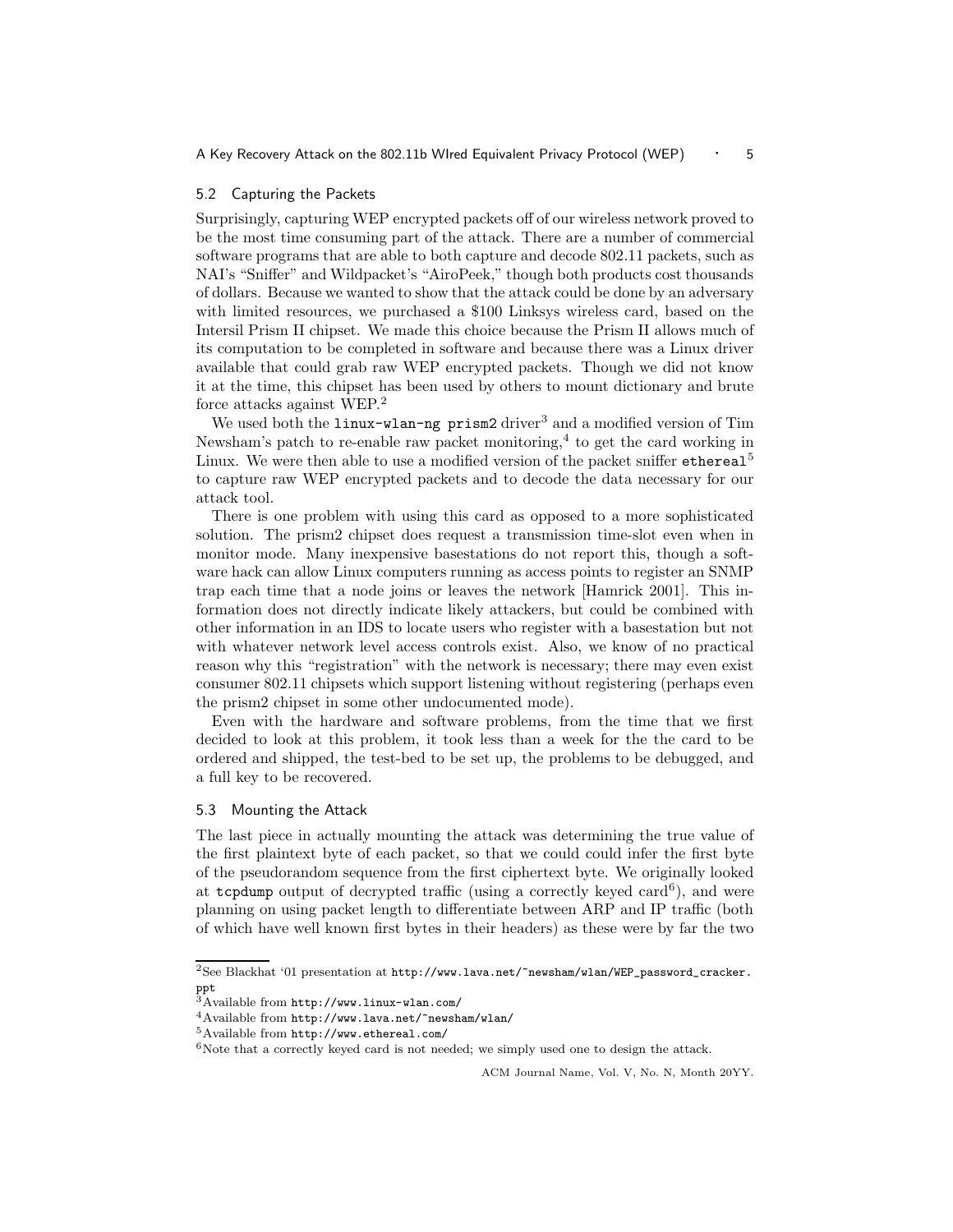## 5.2 Capturing the Packets

Surprisingly, capturing WEP encrypted packets off of our wireless network proved to be the most time consuming part of the attack. There are a number of commercial software programs that are able to both capture and decode 802.11 packets, such as NAI's "Sniffer" and Wildpacket's "AiroPeek," though both products cost thousands of dollars. Because we wanted to show that the attack could be done by an adversary with limited resources, we purchased a $100 Linksys wireless card, based on the Intersil Prism II chipset. We made this choice because the Prism II allows much of its computation to be completed in software and because there was a Linux driver available that could grab raw WEP encrypted packets. Though we did not know it at the time, this chipset has been used by others to mount dictionary and brute force attacks against WEP.[2]

We used both the `linux-wlan-ng prism2` driver[3] and a modified version of Tim Newsham's patch to re-enable raw packet monitoring,[4] to get the card working in Linux. We were then able to use a modified version of the packet sniffer `ethereal`[5] to capture raw WEP encrypted packets and to decode the data necessary for our attack tool.

There is one problem with using this card as opposed to a more sophisticated solution. The prism2 chipset does request a transmission time-slot even when in monitor mode. Many inexpensive basestations do not report this, though a software hack can allow Linux computers running as access points to register an SNMP trap each time that a node joins or leaves the network [Hamrick 2001]. This information does not directly indicate likely attackers, but could be combined with other information in an IDS to locate users who register with a basestation but not with whatever network level access controls exist. Also, we know of no practical reason why this "registration" with the network is necessary; there may even exist consumer 802.11 chipsets which support listening without registering (perhaps even the prism2 chipset in some other undocumented mode).

Even with the hardware and software problems, from the time that we first decided to look at this problem, it took less than a week for the the card to be ordered and shipped, the test-bed to be set up, the problems to be debugged, and a full key to be recovered.

## 5.3 Mounting the Attack

The last piece in actually mounting the attack was determining the true value of the first plaintext byte of each packet, so that we could could infer the first byte of the pseudorandom sequence from the first ciphertext byte. We originally looked at `tcpdump` output of decrypted traffic (using a correctly keyed card[6]), and were planning on using packet length to differentiate between ARP and IP traffic (both of which have well known first bytes in their headers) as these were by far the two

[2] See Blackhat '01 presentation at `http://www.lava.net/~newsham/wlan/WEP_password_cracker.ppt`

[3] Available from `http://www.linux-wlan.com/`

[4] Available from `http://www.lava.net/~newsham/wlan/`

[5] Available from `http://www.ethereal.com/`

[6] Note that a correctly keyed card is not needed; we simply used one to design the attack.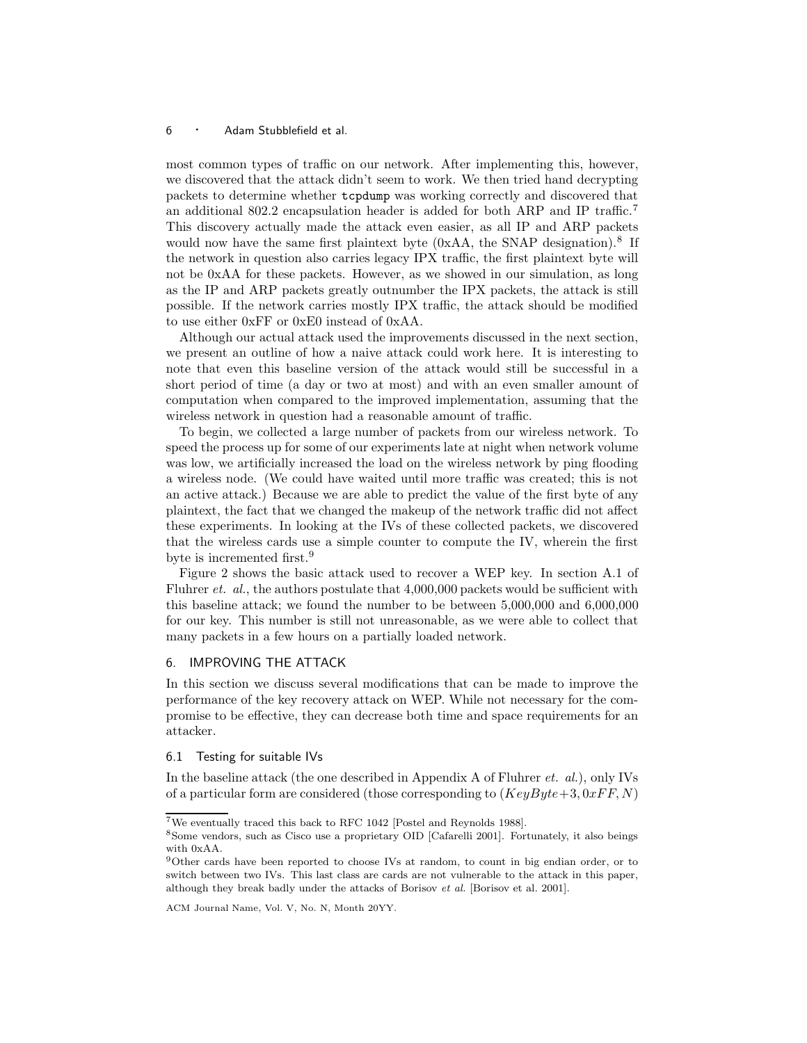most common types of traffic on our network. After implementing this, however, we discovered that the attack didn't seem to work. We then tried hand decrypting packets to determine whether `tcpdump` was working correctly and discovered that an additional 802.2 encapsulation header is added for both ARP and IP traffic.[7] This discovery actually made the attack even easier, as all IP and ARP packets would now have the same first plaintext byte (0xAA, the SNAP designation).[8] If the network in question also carries legacy IPX traffic, the first plaintext byte will not be 0xAA for these packets. However, as we showed in our simulation, as long as the IP and ARP packets greatly outnumber the IPX packets, the attack is still possible. If the network carries mostly IPX traffic, the attack should be modified to use either 0xFF or 0xE0 instead of 0xAA.

Although our actual attack used the improvements discussed in the next section, we present an outline of how a naive attack could work here. It is interesting to note that even this baseline version of the attack would still be successful in a short period of time (a day or two at most) and with an even smaller amount of computation when compared to the improved implementation, assuming that the wireless network in question had a reasonable amount of traffic.

To begin, we collected a large number of packets from our wireless network. To speed the process up for some of our experiments late at night when network volume was low, we artificially increased the load on the wireless network by ping flooding a wireless node. (We could have waited until more traffic was created; this is not an active attack.) Because we are able to predict the value of the first byte of any plaintext, the fact that we changed the makeup of the network traffic did not affect these experiments. In looking at the IVs of these collected packets, we discovered that the wireless cards use a simple counter to compute the IV, wherein the first byte is incremented first.[9]

Figure 2 shows the basic attack used to recover a WEP key. In section A.1 of Fluhrer *et. al.*, the authors postulate that 4,000,000 packets would be sufficient with this baseline attack; we found the number to be between 5,000,000 and 6,000,000 for our key. This number is still not unreasonable, as we were able to collect that many packets in a few hours on a partially loaded network.

## 6. IMPROVING THE ATTACK

In this section we discuss several modifications that can be made to improve the performance of the key recovery attack on WEP. While not necessary for the compromise to be effective, they can decrease both time and space requirements for an attacker.

### 6.1 Testing for suitable IVs

In the baseline attack (the one described in Appendix A of Fluhrer *et. al.*), only IVs of a particular form are considered (those corresponding to $(KeyByte{+}3, 0xFF, N)$

---

[7] We eventually traced this back to RFC 1042 [Postel and Reynolds 1988].

[8] Some vendors, such as Cisco use a proprietary OID [Cafarelli 2001]. Fortunately, it also beings with 0xAA.

[9] Other cards have been reported to choose IVs at random, to count in big endian order, or to switch between two IVs. This last class are cards are not vulnerable to the attack in this paper, although they break badly under the attacks of Borisov *et al.* [Borisov et al. 2001].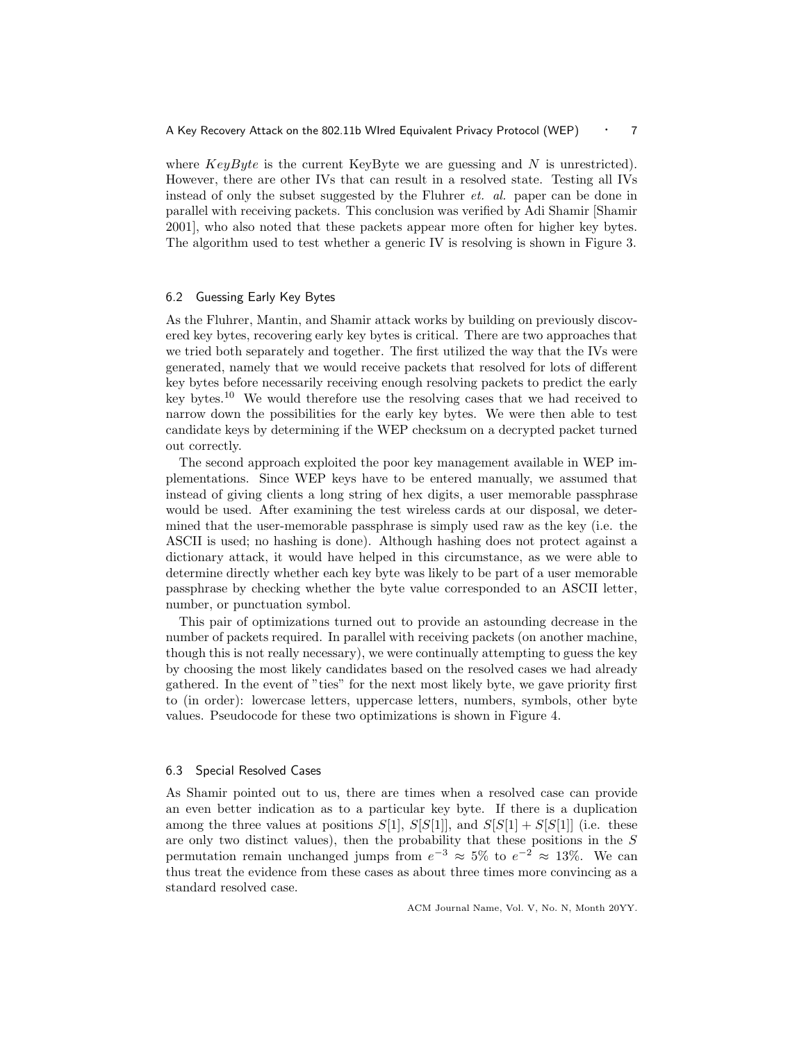where $KeyByte$ is the current KeyByte we are guessing and $N$ is unrestricted). However, there are other IVs that can result in a resolved state. Testing all IVs instead of only the subset suggested by the Fluhrer *et. al.* paper can be done in parallel with receiving packets. This conclusion was verified by Adi Shamir [Shamir 2001], who also noted that these packets appear more often for higher key bytes. The algorithm used to test whether a generic IV is resolving is shown in Figure 3.

### 6.2 Guessing Early Key Bytes

As the Fluhrer, Mantin, and Shamir attack works by building on previously discovered key bytes, recovering early key bytes is critical. There are two approaches that we tried both separately and together. The first utilized the way that the IVs were generated, namely that we would receive packets that resolved for lots of different key bytes before necessarily receiving enough resolving packets to predict the early key bytes.[10] We would therefore use the resolving cases that we had received to narrow down the possibilities for the early key bytes. We were then able to test candidate keys by determining if the WEP checksum on a decrypted packet turned out correctly.

The second approach exploited the poor key management available in WEP implementations. Since WEP keys have to be entered manually, we assumed that instead of giving clients a long string of hex digits, a user memorable passphrase would be used. After examining the test wireless cards at our disposal, we determined that the user-memorable passphrase is simply used raw as the key (i.e. the ASCII is used; no hashing is done). Although hashing does not protect against a dictionary attack, it would have helped in this circumstance, as we were able to determine directly whether each key byte was likely to be part of a user memorable passphrase by checking whether the byte value corresponded to an ASCII letter, number, or punctuation symbol.

This pair of optimizations turned out to provide an astounding decrease in the number of packets required. In parallel with receiving packets (on another machine, though this is not really necessary), we were continually attempting to guess the key by choosing the most likely candidates based on the resolved cases we had already gathered. In the event of "ties" for the next most likely byte, we gave priority first to (in order): lowercase letters, uppercase letters, numbers, symbols, other byte values. Pseudocode for these two optimizations is shown in Figure 4.

### 6.3 Special Resolved Cases

As Shamir pointed out to us, there are times when a resolved case can provide an even better indication as to a particular key byte. If there is a duplication among the three values at positions $S[1]$, $S[S[1]]$, and $S[S[1] + S[S[1]]$ (i.e. these are only two distinct values), then the probability that these positions in the $S$ permutation remain unchanged jumps from $e^{-3} \approx 5\%$ to $e^{-2} \approx 13\%$. We can thus treat the evidence from these cases as about three times more convincing as a standard resolved case.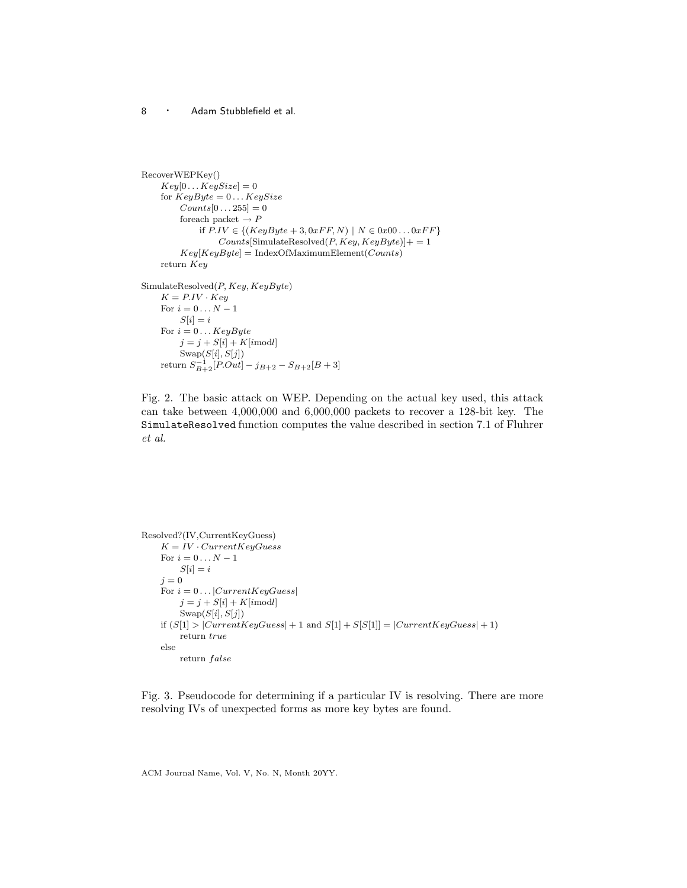```
RecoverWEPKey()
    Key[0...KeySize] = 0
    for KeyByte = 0...KeySize
        Counts[0...255] = 0
        foreach packet → P
            if P.IV ∈ {(KeyByte + 3, 0xFF, N) | N ∈ 0x00...0xFF}
                Counts[SimulateResolved(P, Key, KeyByte)] += 1
        Key[KeyByte] = IndexOfMaximumElement(Counts)
    return Key

SimulateResolved(P, Key, KeyByte)
    K = P.IV · Key
    For i = 0...N − 1
        S[i] = i
    For i = 0...KeyByte
        j = j + S[i] + K[i mod l]
        Swap(S[i], S[j])
    return S^{-1}_{B+2}[P.Out] − j_{B+2} − S_{B+2}[B + 3]
```

Fig. 2. The basic attack on WEP. Depending on the actual key used, this attack can take between 4,000,000 and 6,000,000 packets to recover a 128-bit key. The `SimulateResolved` function computes the value described in section 7.1 of Fluhrer *et al.*

```
Resolved?(IV,CurrentKeyGuess)
    K = IV · CurrentKeyGuess
    For i = 0...N − 1
        S[i] = i
    j = 0
    For i = 0...|CurrentKeyGuess|
        j = j + S[i] + K[i mod l]
        Swap(S[i], S[j])
    if (S[1] > |CurrentKeyGuess| + 1 and S[1] + S[S[1]] = |CurrentKeyGuess| + 1)
        return true
    else
        return false
```

Fig. 3. Pseudocode for determining if a particular IV is resolving. There are more resolving IVs of unexpected forms as more key bytes are found.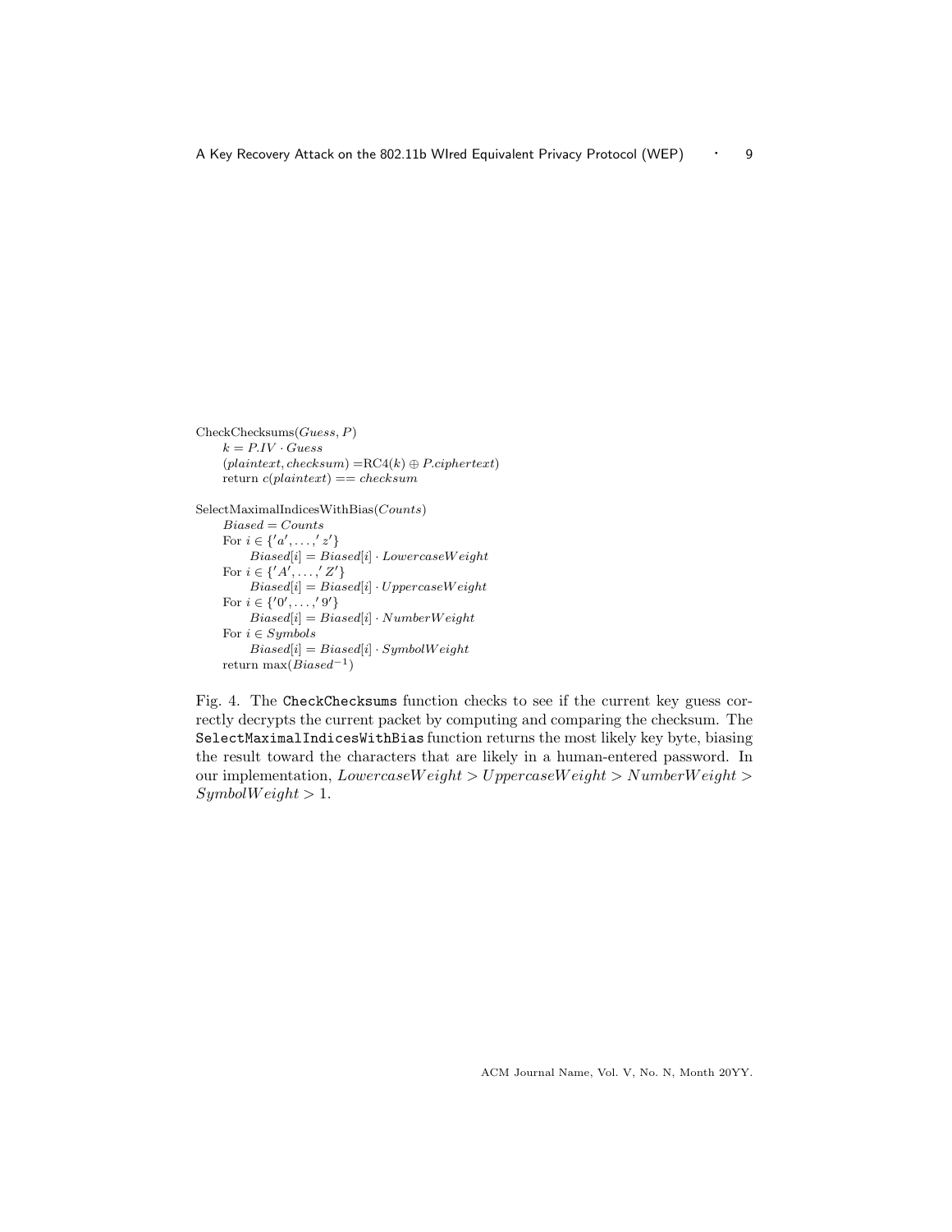CheckChecksums($Guess$, $P$)
    $k = P.IV \cdot Guess$
    $(plaintext, checksum) = \text{RC4}(k) \oplus P.ciphertext)$
    return $c(plaintext) == checksum$

SelectMaximalIndicesWithBias($Counts$)
    $Biased = Counts$
    For $i \in \{'a', \ldots, 'z'\}$
        $Biased[i] = Biased[i] \cdot LowercaseWeight$
    For $i \in \{'A', \ldots, 'Z'\}$
        $Biased[i] = Biased[i] \cdot UppercaseWeight$
    For $i \in \{'0', \ldots, '9'\}$
        $Biased[i] = Biased[i] \cdot NumberWeight$
    For $i \in Symbols$
        $Biased[i] = Biased[i] \cdot SymbolWeight$
    return $\max(Biased^{-1})$

Fig. 4. The `CheckChecksums` function checks to see if the current key guess correctly decrypts the current packet by computing and comparing the checksum. The `SelectMaximalIndicesWithBias` function returns the most likely key byte, biasing the result toward the characters that are likely in a human-entered password. In our implementation, $LowercaseWeight > UppercaseWeight > NumberWeight > SymbolWeight > 1$.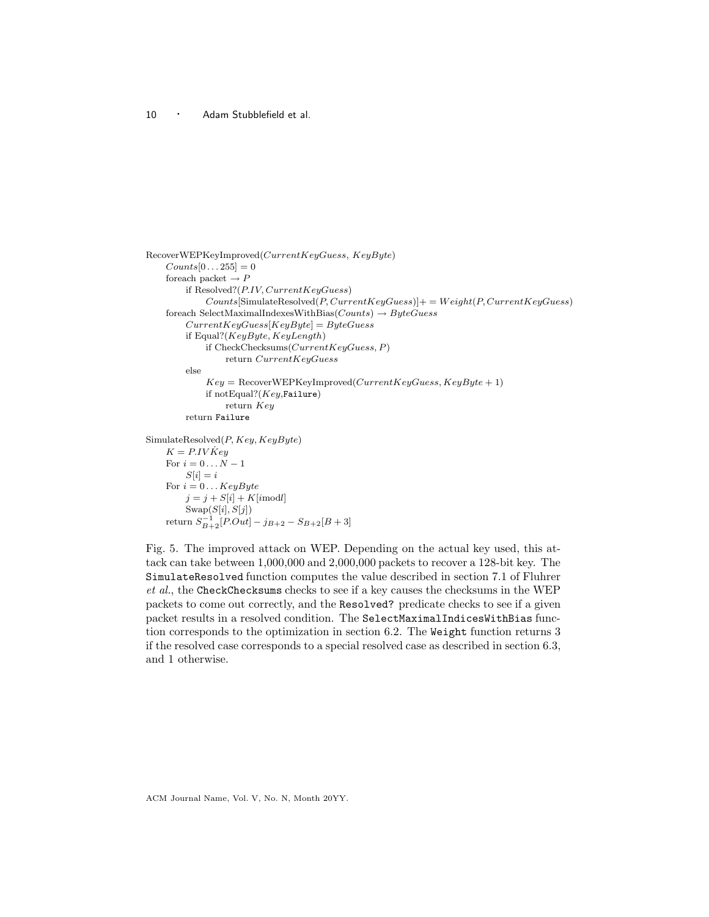```
RecoverWEPKeyImproved(CurrentKeyGuess, KeyByte)
    Counts[0...255] = 0
    foreach packet → P
        if Resolved?(P.IV, CurrentKeyGuess)
            Counts[SimulateResolved(P, CurrentKeyGuess)] += Weight(P, CurrentKeyGuess)
    foreach SelectMaximalIndexesWithBias(Counts) → ByteGuess
        CurrentKeyGuess[KeyByte] = ByteGuess
        if Equal?(KeyByte, KeyLength)
            if CheckChecksums(CurrentKeyGuess, P)
                return CurrentKeyGuess
        else
            Key = RecoverWEPKeyImproved(CurrentKeyGuess, KeyByte + 1)
            if notEqual?(Key, Failure)
                return Key
        return Failure

SimulateResolved(P, Key, KeyByte)
    K = P.IV Key
    For i = 0...N − 1
        S[i] = i
    For i = 0...KeyByte
        j = j + S[i] + K[i mod l]
        Swap(S[i], S[j])
    return S^{-1}_{B+2}[P.Out] − j_{B+2} − S_{B+2}[B + 3]
```

Fig. 5. The improved attack on WEP. Depending on the actual key used, this attack can take between 1,000,000 and 2,000,000 packets to recover a 128-bit key. The `SimulateResolved` function computes the value described in section 7.1 of Fluhrer *et al.*, the `CheckChecksums` checks to see if a key causes the checksums in the WEP packets to come out correctly, and the `Resolved?` predicate checks to see if a given packet results in a resolved condition. The `SelectMaximalIndicesWithBias` function corresponds to the optimization in section 6.2. The `Weight` function returns 3 if the resolved case corresponds to a special resolved case as described in section 6.3, and 1 otherwise.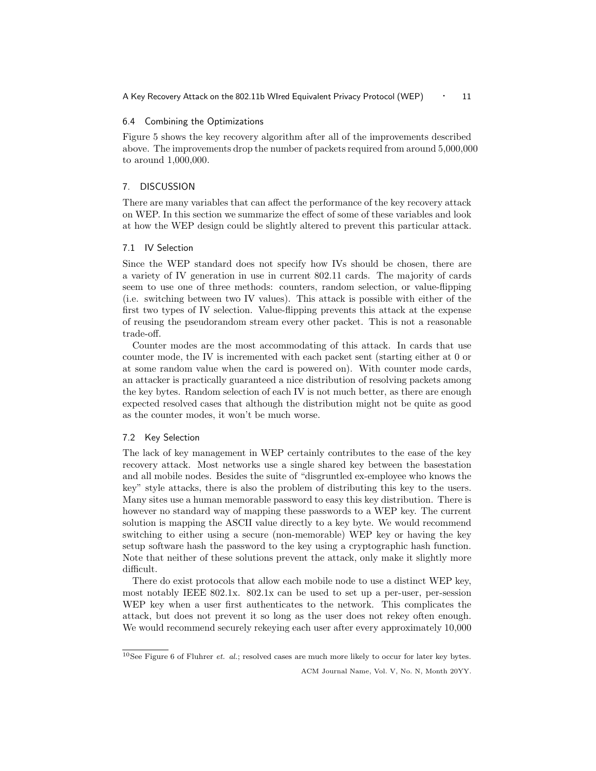### 6.4 Combining the Optimizations

Figure 5 shows the key recovery algorithm after all of the improvements described above. The improvements drop the number of packets required from around 5,000,000 to around 1,000,000.

## 7. DISCUSSION

There are many variables that can affect the performance of the key recovery attack on WEP. In this section we summarize the effect of some of these variables and look at how the WEP design could be slightly altered to prevent this particular attack.

### 7.1 IV Selection

Since the WEP standard does not specify how IVs should be chosen, there are a variety of IV generation in use in current 802.11 cards. The majority of cards seem to use one of three methods: counters, random selection, or value-flipping (i.e. switching between two IV values). This attack is possible with either of the first two types of IV selection. Value-flipping prevents this attack at the expense of reusing the pseudorandom stream every other packet. This is not a reasonable trade-off.

Counter modes are the most accommodating of this attack. In cards that use counter mode, the IV is incremented with each packet sent (starting either at 0 or at some random value when the card is powered on). With counter mode cards, an attacker is practically guaranteed a nice distribution of resolving packets among the key bytes. Random selection of each IV is not much better, as there are enough expected resolved cases that although the distribution might not be quite as good as the counter modes, it won't be much worse.

### 7.2 Key Selection

The lack of key management in WEP certainly contributes to the ease of the key recovery attack. Most networks use a single shared key between the basestation and all mobile nodes. Besides the suite of "disgruntled ex-employee who knows the key" style attacks, there is also the problem of distributing this key to the users. Many sites use a human memorable password to easy this key distribution. There is however no standard way of mapping these passwords to a WEP key. The current solution is mapping the ASCII value directly to a key byte. We would recommend switching to either using a secure (non-memorable) WEP key or having the key setup software hash the password to the key using a cryptographic hash function. Note that neither of these solutions prevent the attack, only make it slightly more difficult.

There do exist protocols that allow each mobile node to use a distinct WEP key, most notably IEEE 802.1x. 802.1x can be used to set up a per-user, per-session WEP key when a user first authenticates to the network. This complicates the attack, but does not prevent it so long as the user does not rekey often enough. We would recommend securely rekeying each user after every approximately 10,000

[10] See Figure 6 of Fluhrer *et. al.*; resolved cases are much more likely to occur for later key bytes.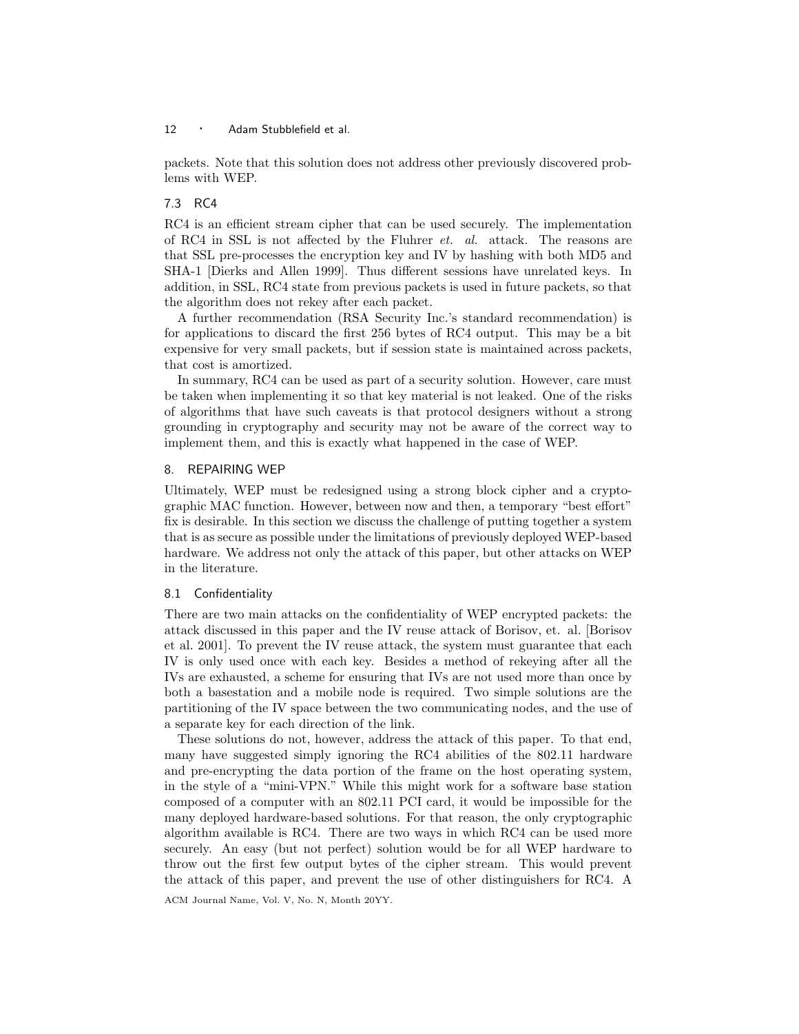packets. Note that this solution does not address other previously discovered problems with WEP.

### 7.3 RC4

RC4 is an efficient stream cipher that can be used securely. The implementation of RC4 in SSL is not affected by the Fluhrer *et. al.* attack. The reasons are that SSL pre-processes the encryption key and IV by hashing with both MD5 and SHA-1 [Dierks and Allen 1999]. Thus different sessions have unrelated keys. In addition, in SSL, RC4 state from previous packets is used in future packets, so that the algorithm does not rekey after each packet.

A further recommendation (RSA Security Inc.'s standard recommendation) is for applications to discard the first 256 bytes of RC4 output. This may be a bit expensive for very small packets, but if session state is maintained across packets, that cost is amortized.

In summary, RC4 can be used as part of a security solution. However, care must be taken when implementing it so that key material is not leaked. One of the risks of algorithms that have such caveats is that protocol designers without a strong grounding in cryptography and security may not be aware of the correct way to implement them, and this is exactly what happened in the case of WEP.

## 8. REPAIRING WEP

Ultimately, WEP must be redesigned using a strong block cipher and a cryptographic MAC function. However, between now and then, a temporary "best effort" fix is desirable. In this section we discuss the challenge of putting together a system that is as secure as possible under the limitations of previously deployed WEP-based hardware. We address not only the attack of this paper, but other attacks on WEP in the literature.

### 8.1 Confidentiality

There are two main attacks on the confidentiality of WEP encrypted packets: the attack discussed in this paper and the IV reuse attack of Borisov, et. al. [Borisov et al. 2001]. To prevent the IV reuse attack, the system must guarantee that each IV is only used once with each key. Besides a method of rekeying after all the IVs are exhausted, a scheme for ensuring that IVs are not used more than once by both a basestation and a mobile node is required. Two simple solutions are the partitioning of the IV space between the two communicating nodes, and the use of a separate key for each direction of the link.

These solutions do not, however, address the attack of this paper. To that end, many have suggested simply ignoring the RC4 abilities of the 802.11 hardware and pre-encrypting the data portion of the frame on the host operating system, in the style of a "mini-VPN." While this might work for a software base station composed of a computer with an 802.11 PCI card, it would be impossible for the many deployed hardware-based solutions. For that reason, the only cryptographic algorithm available is RC4. There are two ways in which RC4 can be used more securely. An easy (but not perfect) solution would be for all WEP hardware to throw out the first few output bytes of the cipher stream. This would prevent the attack of this paper, and prevent the use of other distinguishers for RC4. A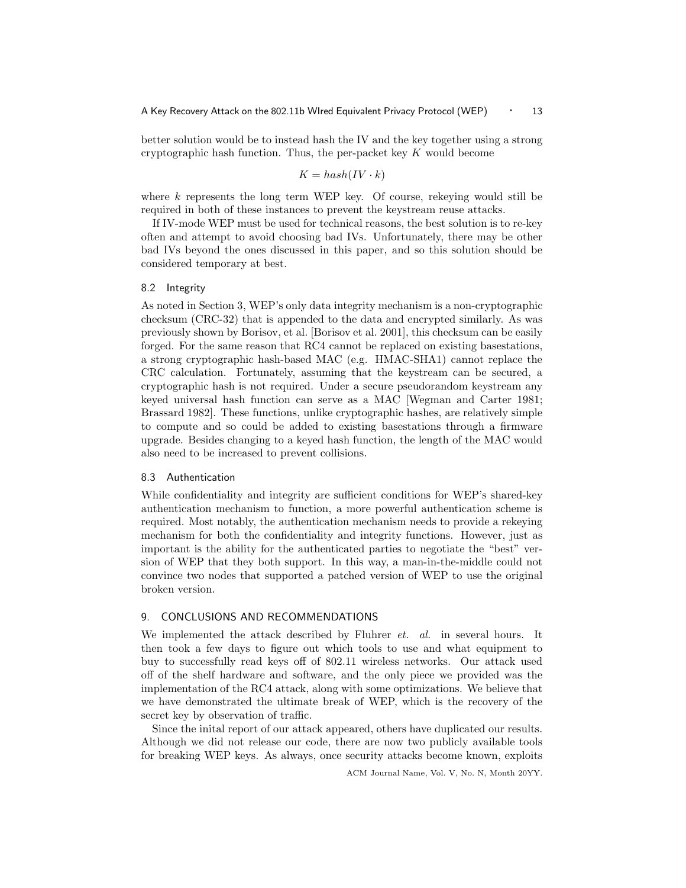better solution would be to instead hash the IV and the key together using a strong cryptographic hash function. Thus, the per-packet key $K$ would become

$$K = hash(IV \cdot k)$$

where $k$ represents the long term WEP key. Of course, rekeying would still be required in both of these instances to prevent the keystream reuse attacks.

If IV-mode WEP must be used for technical reasons, the best solution is to re-key often and attempt to avoid choosing bad IVs. Unfortunately, there may be other bad IVs beyond the ones discussed in this paper, and so this solution should be considered temporary at best.

### 8.2 Integrity

As noted in Section 3, WEP's only data integrity mechanism is a non-cryptographic checksum (CRC-32) that is appended to the data and encrypted similarly. As was previously shown by Borisov, et al. [Borisov et al. 2001], this checksum can be easily forged. For the same reason that RC4 cannot be replaced on existing basestations, a strong cryptographic hash-based MAC (e.g. HMAC-SHA1) cannot replace the CRC calculation. Fortunately, assuming that the keystream can be secured, a cryptographic hash is not required. Under a secure pseudorandom keystream any keyed universal hash function can serve as a MAC [Wegman and Carter 1981; Brassard 1982]. These functions, unlike cryptographic hashes, are relatively simple to compute and so could be added to existing basestations through a firmware upgrade. Besides changing to a keyed hash function, the length of the MAC would also need to be increased to prevent collisions.

### 8.3 Authentication

While confidentiality and integrity are sufficient conditions for WEP's shared-key authentication mechanism to function, a more powerful authentication scheme is required. Most notably, the authentication mechanism needs to provide a rekeying mechanism for both the confidentiality and integrity functions. However, just as important is the ability for the authenticated parties to negotiate the "best" version of WEP that they both support. In this way, a man-in-the-middle could not convince two nodes that supported a patched version of WEP to use the original broken version.

## 9. CONCLUSIONS AND RECOMMENDATIONS

We implemented the attack described by Fluhrer *et. al.* in several hours. It then took a few days to figure out which tools to use and what equipment to buy to successfully read keys off of 802.11 wireless networks. Our attack used off of the shelf hardware and software, and the only piece we provided was the implementation of the RC4 attack, along with some optimizations. We believe that we have demonstrated the ultimate break of WEP, which is the recovery of the secret key by observation of traffic.

Since the inital report of our attack appeared, others have duplicated our results. Although we did not release our code, there are now two publicly available tools for breaking WEP keys. As always, once security attacks become known, exploits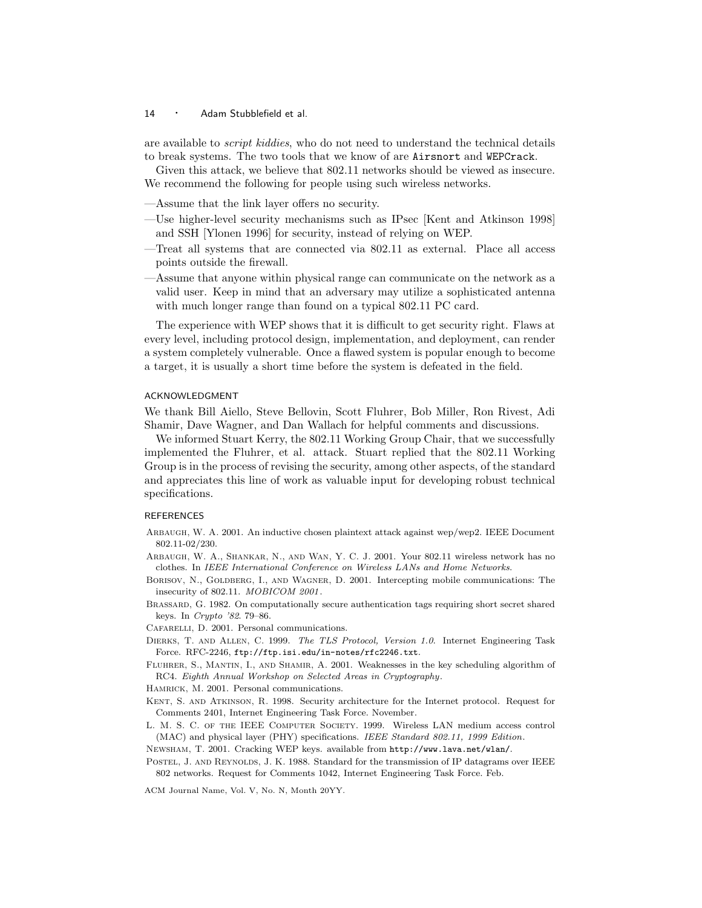are available to *script kiddies*, who do not need to understand the technical details to break systems. The two tools that we know of are `Airsnort` and `WEPCrack`.

Given this attack, we believe that 802.11 networks should be viewed as insecure. We recommend the following for people using such wireless networks.

- Assume that the link layer offers no security.
- Use higher-level security mechanisms such as IPsec [Kent and Atkinson 1998] and SSH [Ylonen 1996] for security, instead of relying on WEP.
- Treat all systems that are connected via 802.11 as external. Place all access points outside the firewall.
- Assume that anyone within physical range can communicate on the network as a valid user. Keep in mind that an adversary may utilize a sophisticated antenna with much longer range than found on a typical 802.11 PC card.

The experience with WEP shows that it is difficult to get security right. Flaws at every level, including protocol design, implementation, and deployment, can render a system completely vulnerable. Once a flawed system is popular enough to become a target, it is usually a short time before the system is defeated in the field.

## ACKNOWLEDGMENT

We thank Bill Aiello, Steve Bellovin, Scott Fluhrer, Bob Miller, Ron Rivest, Adi Shamir, Dave Wagner, and Dan Wallach for helpful comments and discussions.

We informed Stuart Kerry, the 802.11 Working Group Chair, that we successfully implemented the Fluhrer, et al. attack. Stuart replied that the 802.11 Working Group is in the process of revising the security, among other aspects, of the standard and appreciates this line of work as valuable input for developing robust technical specifications.

## REFERENCES

Arbaugh, W. A. 2001. An inductive chosen plaintext attack against wep/wep2. IEEE Document 802.11-02/230.

Arbaugh, W. A., Shankar, N., and Wan, Y. C. J. 2001. Your 802.11 wireless network has no clothes. In *IEEE International Conference on Wireless LANs and Home Networks*.

Borisov, N., Goldberg, I., and Wagner, D. 2001. Intercepting mobile communications: The insecurity of 802.11. *MOBICOM 2001*.

Brassard, G. 1982. On computationally secure authentication tags requiring short secret shared keys. In *Crypto '82*. 79–86.

Cafarelli, D. 2001. Personal communications.

Dierks, T. and Allen, C. 1999. *The TLS Protocol, Version 1.0*. Internet Engineering Task Force. RFC-2246, `ftp://ftp.isi.edu/in-notes/rfc2246.txt`.

Fluhrer, S., Mantin, I., and Shamir, A. 2001. Weaknesses in the key scheduling algorithm of RC4. *Eighth Annual Workshop on Selected Areas in Cryptography*.

Hamrick, M. 2001. Personal communications.

Kent, S. and Atkinson, R. 1998. Security architecture for the Internet protocol. Request for Comments 2401, Internet Engineering Task Force. November.

L. M. S. C. of the IEEE Computer Society. 1999. Wireless LAN medium access control (MAC) and physical layer (PHY) specifications. *IEEE Standard 802.11, 1999 Edition*.

Newsham, T. 2001. Cracking WEP keys. available from `http://www.lava.net/wlan/`.

Postel, J. and Reynolds, J. K. 1988. Standard for the transmission of IP datagrams over IEEE 802 networks. Request for Comments 1042, Internet Engineering Task Force. Feb.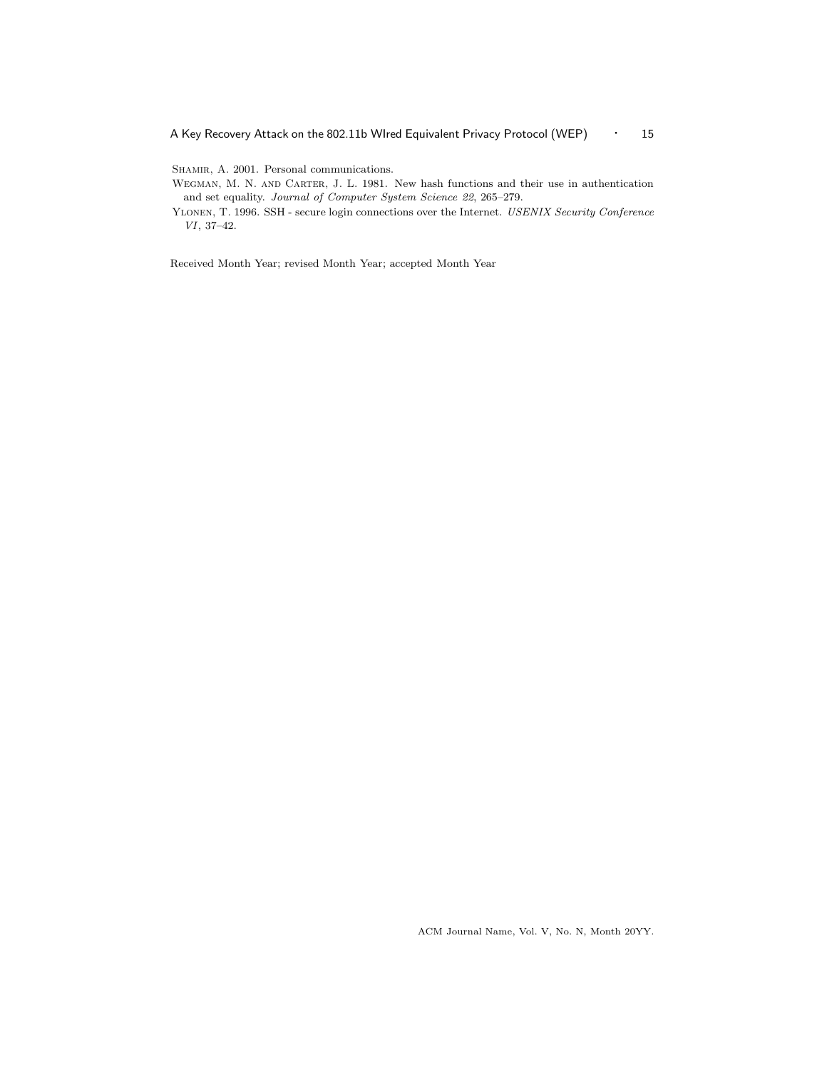Shamir, A. 2001. Personal communications.

Wegman, M. N. and Carter, J. L. 1981. New hash functions and their use in authentication and set equality. *Journal of Computer System Science 22*, 265–279.

Ylonen, T. 1996. SSH - secure login connections over the Internet. *USENIX Security Conference VI*, 37–42.

Received Month Year; revised Month Year; accepted Month Year